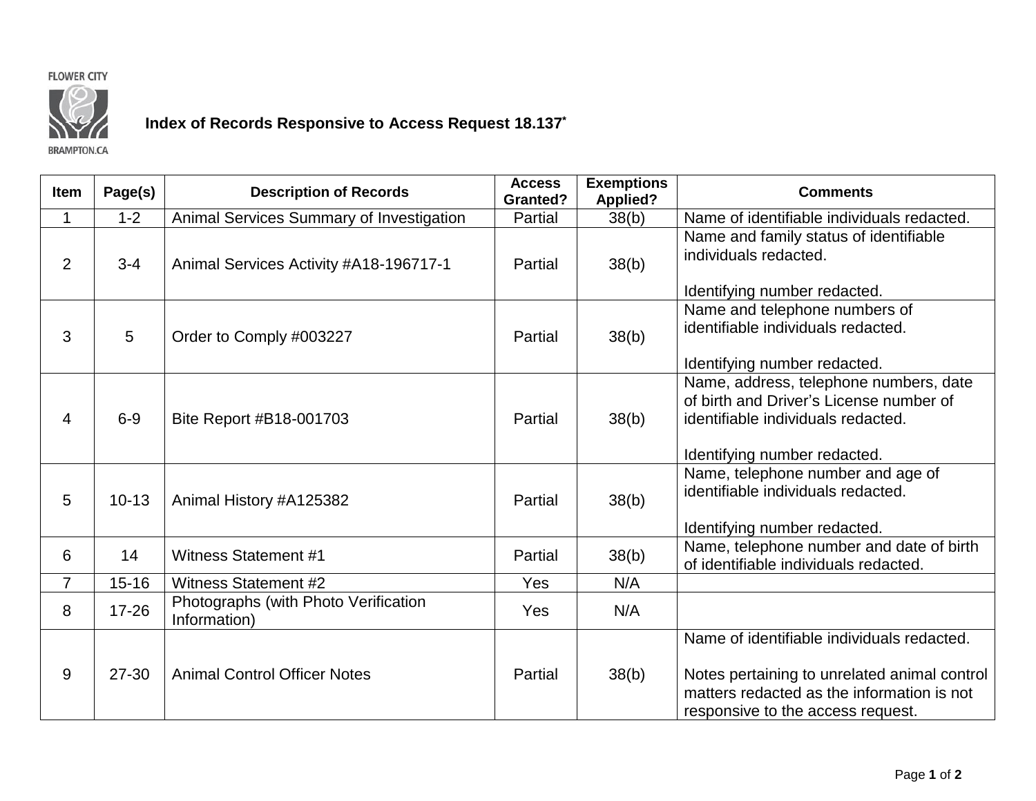FLOWER CITY

BRAMPTON.CA

# Index of Records Responsive to Access Request 18.137*

| Item | Page(s) | Description of Records | Access Granted? | Exemptions Applied? | Comments |
|---|---|---|---|---|---|
| 1 | 1-2 | Animal Services Summary of Investigation | Partial | 38(b) | Name of identifiable individuals redacted. |
| 2 | 3-4 | Animal Services Activity #A18-196717-1 | Partial | 38(b) | Name and family status of identifiable individuals redacted.<br><br>Identifying number redacted. |
| 3 | 5 | Order to Comply #003227 | Partial | 38(b) | Name and telephone numbers of identifiable individuals redacted.<br><br>Identifying number redacted. |
| 4 | 6-9 | Bite Report #B18-001703 | Partial | 38(b) | Name, address, telephone numbers, date of birth and Driver's License number of identifiable individuals redacted.<br><br>Identifying number redacted. |
| 5 | 10-13 | Animal History #A125382 | Partial | 38(b) | Name, telephone number and age of identifiable individuals redacted.<br><br>Identifying number redacted. |
| 6 | 14 | Witness Statement #1 | Partial | 38(b) | Name, telephone number and date of birth of identifiable individuals redacted. |
| 7 | 15-16 | Witness Statement #2 | Yes | N/A | |
| 8 | 17-26 | Photographs (with Photo Verification Information) | Yes | N/A | |
| 9 | 27-30 | Animal Control Officer Notes | Partial | 38(b) | Name of identifiable individuals redacted.<br><br>Notes pertaining to unrelated animal control matters redacted as the information is not responsive to the access request. |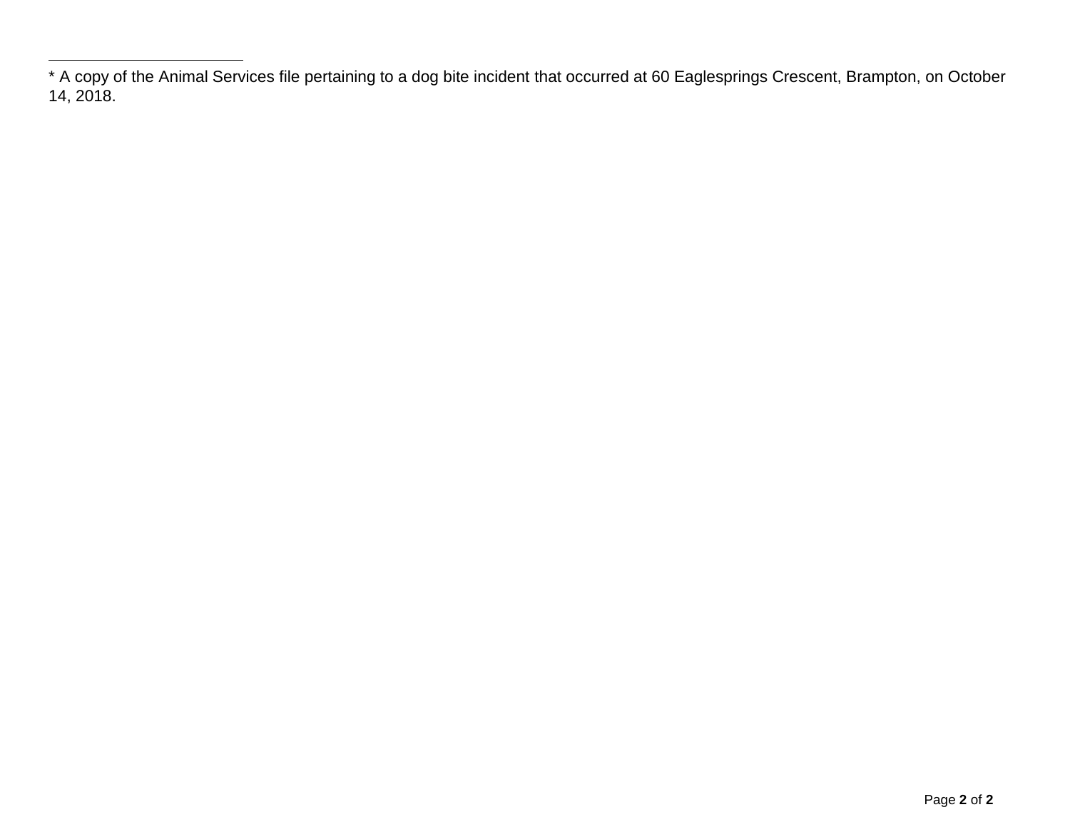* A copy of the Animal Services file pertaining to a dog bite incident that occurred at 60 Eaglesprings Crescent, Brampton, on October 14, 2018.